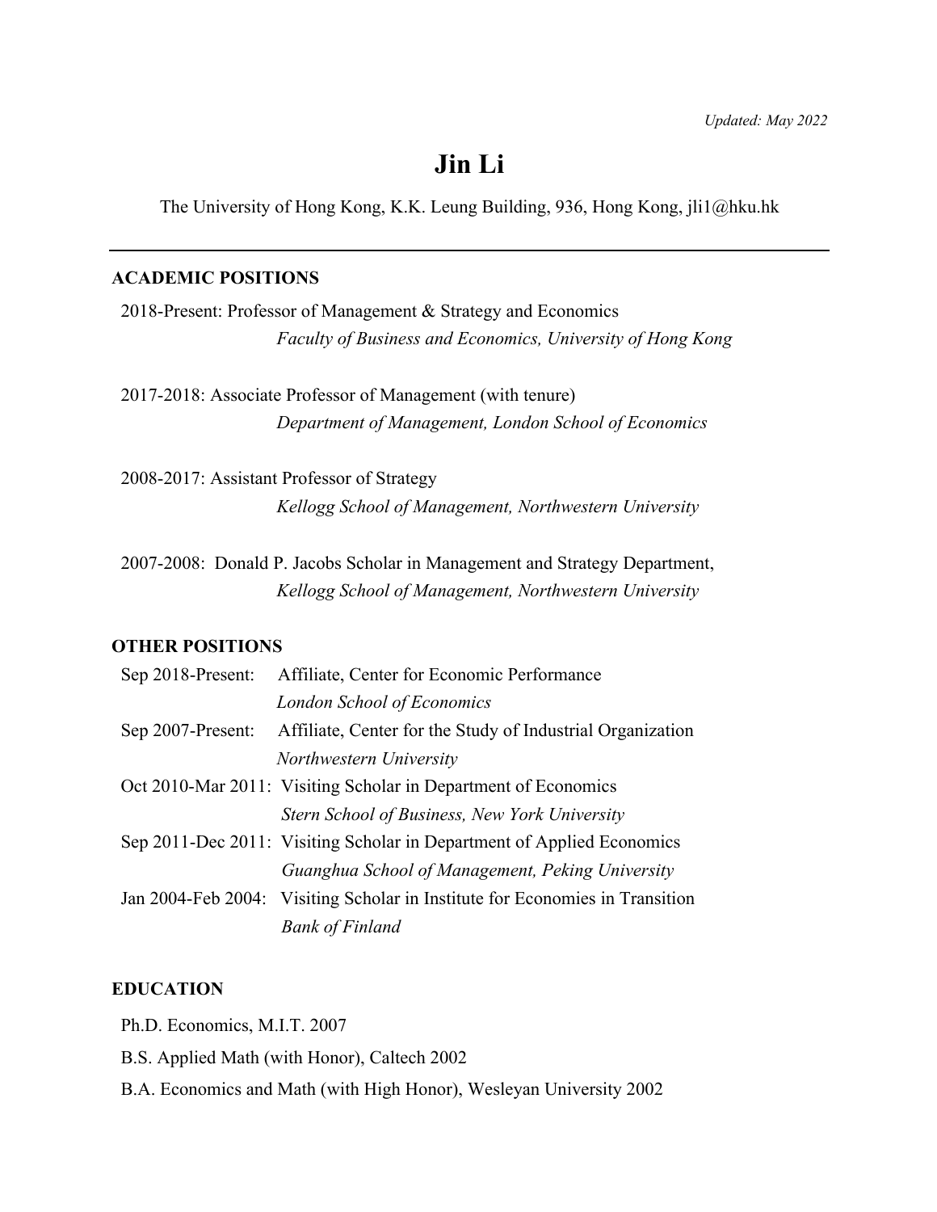*Updated: May 2022*

# Jin Li

The University of Hong Kong, K.K. Leung Building, 936, Hong Kong, jli1@hku.hk

---

## ACADEMIC POSITIONS

2018-Present: Professor of Management & Strategy and Economics
*Faculty of Business and Economics, University of Hong Kong*

2017-2018: Associate Professor of Management (with tenure)
*Department of Management, London School of Economics*

2008-2017: Assistant Professor of Strategy
*Kellogg School of Management, Northwestern University*

2007-2008: Donald P. Jacobs Scholar in Management and Strategy Department,
*Kellogg School of Management, Northwestern University*

## OTHER POSITIONS

Sep 2018-Present: Affiliate, Center for Economic Performance
*London School of Economics*

Sep 2007-Present: Affiliate, Center for the Study of Industrial Organization
*Northwestern University*

Oct 2010-Mar 2011: Visiting Scholar in Department of Economics
*Stern School of Business, New York University*

Sep 2011-Dec 2011: Visiting Scholar in Department of Applied Economics
*Guanghua School of Management, Peking University*

Jan 2004-Feb 2004: Visiting Scholar in Institute for Economies in Transition
*Bank of Finland*

## EDUCATION

Ph.D. Economics, M.I.T. 2007

B.S. Applied Math (with Honor), Caltech 2002

B.A. Economics and Math (with High Honor), Wesleyan University 2002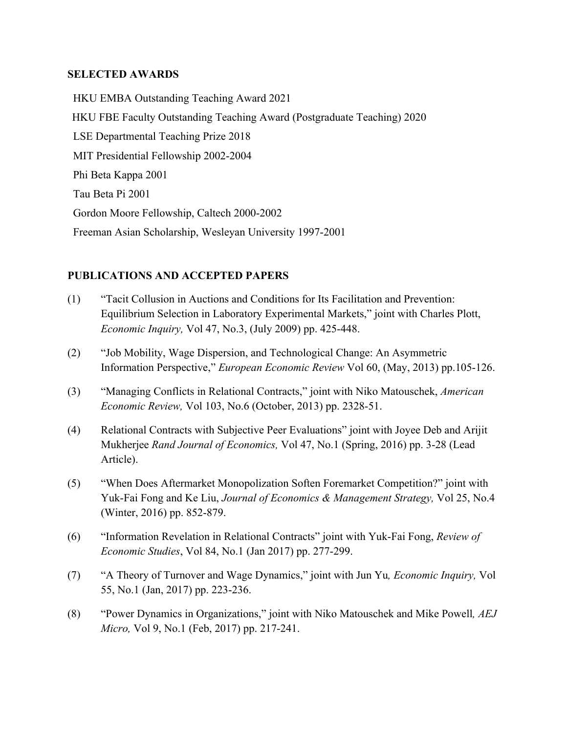## SELECTED AWARDS

HKU EMBA Outstanding Teaching Award 2021

HKU FBE Faculty Outstanding Teaching Award (Postgraduate Teaching) 2020

LSE Departmental Teaching Prize 2018

MIT Presidential Fellowship 2002-2004

Phi Beta Kappa 2001

Tau Beta Pi 2001

Gordon Moore Fellowship, Caltech 2000-2002

Freeman Asian Scholarship, Wesleyan University 1997-2001

## PUBLICATIONS AND ACCEPTED PAPERS

(1) "Tacit Collusion in Auctions and Conditions for Its Facilitation and Prevention: Equilibrium Selection in Laboratory Experimental Markets," joint with Charles Plott, *Economic Inquiry,* Vol 47, No.3, (July 2009) pp. 425-448.

(2) "Job Mobility, Wage Dispersion, and Technological Change: An Asymmetric Information Perspective," *European Economic Review* Vol 60, (May, 2013) pp.105-126.

(3) "Managing Conflicts in Relational Contracts," joint with Niko Matouschek, *American Economic Review,* Vol 103, No.6 (October, 2013) pp. 2328-51.

(4) Relational Contracts with Subjective Peer Evaluations" joint with Joyee Deb and Arijit Mukherjee *Rand Journal of Economics,* Vol 47, No.1 (Spring, 2016) pp. 3-28 (Lead Article).

(5) "When Does Aftermarket Monopolization Soften Foremarket Competition?" joint with Yuk-Fai Fong and Ke Liu, *Journal of Economics & Management Strategy,* Vol 25, No.4 (Winter, 2016) pp. 852-879.

(6) "Information Revelation in Relational Contracts" joint with Yuk-Fai Fong, *Review of Economic Studies*, Vol 84, No.1 (Jan 2017) pp. 277-299.

(7) "A Theory of Turnover and Wage Dynamics," joint with Jun Yu*, Economic Inquiry,* Vol 55, No.1 (Jan, 2017) pp. 223-236.

(8) "Power Dynamics in Organizations," joint with Niko Matouschek and Mike Powell*, AEJ Micro,* Vol 9, No.1 (Feb, 2017) pp. 217-241.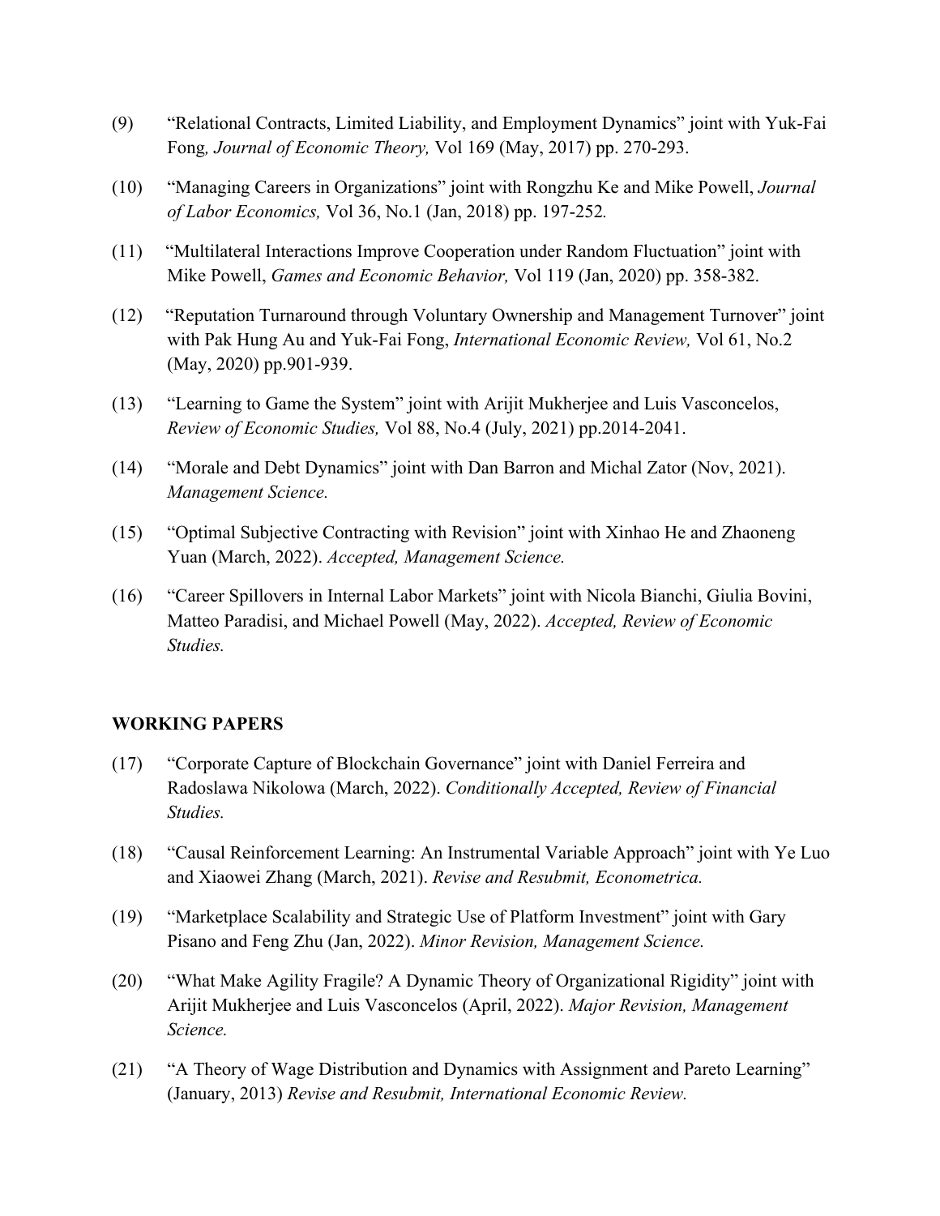(9) "Relational Contracts, Limited Liability, and Employment Dynamics" joint with Yuk-Fai Fong*, Journal of Economic Theory,* Vol 169 (May, 2017) pp. 270-293.

(10) "Managing Careers in Organizations" joint with Rongzhu Ke and Mike Powell, *Journal of Labor Economics,* Vol 36, No.1 (Jan, 2018) pp. 197-252*.*

(11) "Multilateral Interactions Improve Cooperation under Random Fluctuation" joint with Mike Powell, *Games and Economic Behavior,* Vol 119 (Jan, 2020) pp. 358-382.

(12) "Reputation Turnaround through Voluntary Ownership and Management Turnover" joint with Pak Hung Au and Yuk-Fai Fong, *International Economic Review,* Vol 61, No.2 (May, 2020) pp.901-939.

(13) "Learning to Game the System" joint with Arijit Mukherjee and Luis Vasconcelos, *Review of Economic Studies,* Vol 88, No.4 (July, 2021) pp.2014-2041.

(14) "Morale and Debt Dynamics" joint with Dan Barron and Michal Zator (Nov, 2021). *Management Science.*

(15) "Optimal Subjective Contracting with Revision" joint with Xinhao He and Zhaoneng Yuan (March, 2022). *Accepted, Management Science.*

(16) "Career Spillovers in Internal Labor Markets" joint with Nicola Bianchi, Giulia Bovini, Matteo Paradisi, and Michael Powell (May, 2022). *Accepted, Review of Economic Studies.*

**WORKING PAPERS**

(17) "Corporate Capture of Blockchain Governance" joint with Daniel Ferreira and Radoslawa Nikolowa (March, 2022). *Conditionally Accepted, Review of Financial Studies.*

(18) "Causal Reinforcement Learning: An Instrumental Variable Approach" joint with Ye Luo and Xiaowei Zhang (March, 2021). *Revise and Resubmit, Econometrica.*

(19) "Marketplace Scalability and Strategic Use of Platform Investment" joint with Gary Pisano and Feng Zhu (Jan, 2022). *Minor Revision, Management Science.*

(20) "What Make Agility Fragile? A Dynamic Theory of Organizational Rigidity" joint with Arijit Mukherjee and Luis Vasconcelos (April, 2022). *Major Revision, Management Science.*

(21) "A Theory of Wage Distribution and Dynamics with Assignment and Pareto Learning" (January, 2013) *Revise and Resubmit, International Economic Review.*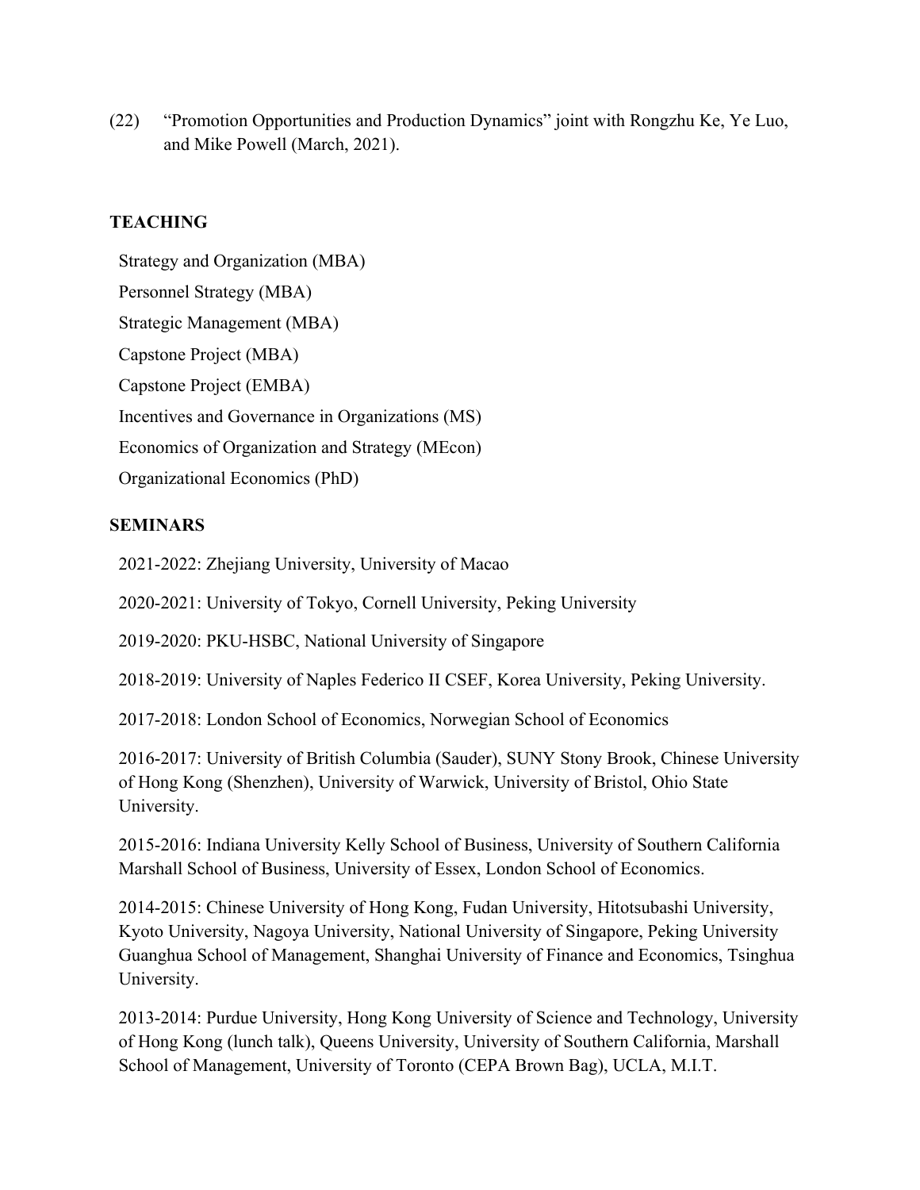(22) "Promotion Opportunities and Production Dynamics" joint with Rongzhu Ke, Ye Luo, and Mike Powell (March, 2021).

## TEACHING

Strategy and Organization (MBA)

Personnel Strategy (MBA)

Strategic Management (MBA)

Capstone Project (MBA)

Capstone Project (EMBA)

Incentives and Governance in Organizations (MS)

Economics of Organization and Strategy (MEcon)

Organizational Economics (PhD)

## SEMINARS

2021-2022: Zhejiang University, University of Macao

2020-2021: University of Tokyo, Cornell University, Peking University

2019-2020: PKU-HSBC, National University of Singapore

2018-2019: University of Naples Federico II CSEF, Korea University, Peking University.

2017-2018: London School of Economics, Norwegian School of Economics

2016-2017: University of British Columbia (Sauder), SUNY Stony Brook, Chinese University of Hong Kong (Shenzhen), University of Warwick, University of Bristol, Ohio State University.

2015-2016: Indiana University Kelly School of Business, University of Southern California Marshall School of Business, University of Essex, London School of Economics.

2014-2015: Chinese University of Hong Kong, Fudan University, Hitotsubashi University, Kyoto University, Nagoya University, National University of Singapore, Peking University Guanghua School of Management, Shanghai University of Finance and Economics, Tsinghua University.

2013-2014: Purdue University, Hong Kong University of Science and Technology, University of Hong Kong (lunch talk), Queens University, University of Southern California, Marshall School of Management, University of Toronto (CEPA Brown Bag), UCLA, M.I.T.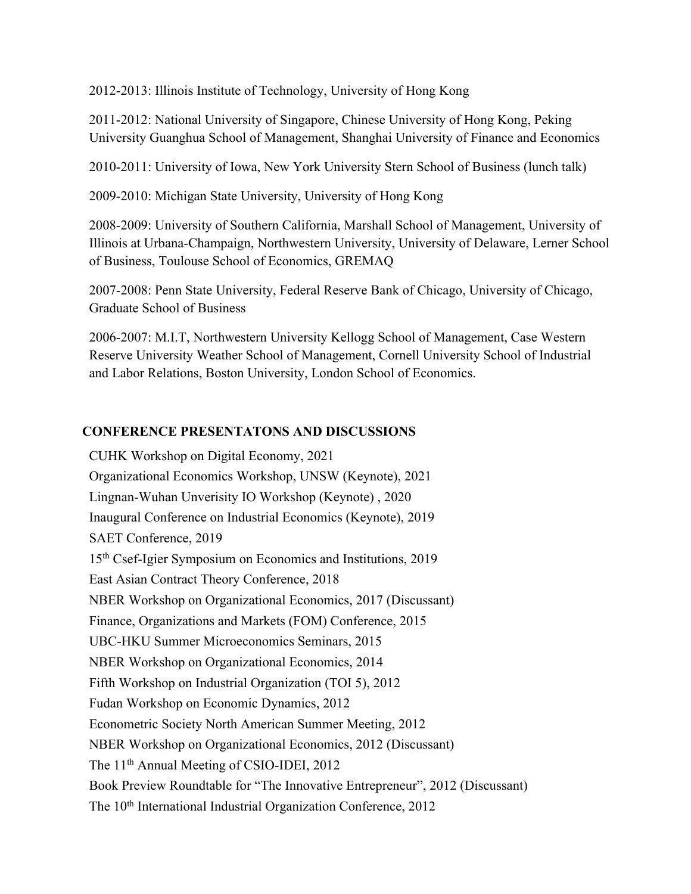2012-2013: Illinois Institute of Technology, University of Hong Kong

2011-2012: National University of Singapore, Chinese University of Hong Kong, Peking University Guanghua School of Management, Shanghai University of Finance and Economics

2010-2011: University of Iowa, New York University Stern School of Business (lunch talk)

2009-2010: Michigan State University, University of Hong Kong

2008-2009: University of Southern California, Marshall School of Management, University of Illinois at Urbana-Champaign, Northwestern University, University of Delaware, Lerner School of Business, Toulouse School of Economics, GREMAQ

2007-2008: Penn State University, Federal Reserve Bank of Chicago, University of Chicago, Graduate School of Business

2006-2007: M.I.T, Northwestern University Kellogg School of Management, Case Western Reserve University Weather School of Management, Cornell University School of Industrial and Labor Relations, Boston University, London School of Economics.

## CONFERENCE PRESENTATONS AND DISCUSSIONS

CUHK Workshop on Digital Economy, 2021

Organizational Economics Workshop, UNSW (Keynote), 2021

Lingnan-Wuhan Unverisity IO Workshop (Keynote) , 2020

Inaugural Conference on Industrial Economics (Keynote), 2019

SAET Conference, 2019

15th Csef-Igier Symposium on Economics and Institutions, 2019

East Asian Contract Theory Conference, 2018

NBER Workshop on Organizational Economics, 2017 (Discussant)

Finance, Organizations and Markets (FOM) Conference, 2015

UBC-HKU Summer Microeconomics Seminars, 2015

NBER Workshop on Organizational Economics, 2014

Fifth Workshop on Industrial Organization (TOI 5), 2012

Fudan Workshop on Economic Dynamics, 2012

Econometric Society North American Summer Meeting, 2012

NBER Workshop on Organizational Economics, 2012 (Discussant)

The 11th Annual Meeting of CSIO-IDEI, 2012

Book Preview Roundtable for "The Innovative Entrepreneur", 2012 (Discussant)

The 10th International Industrial Organization Conference, 2012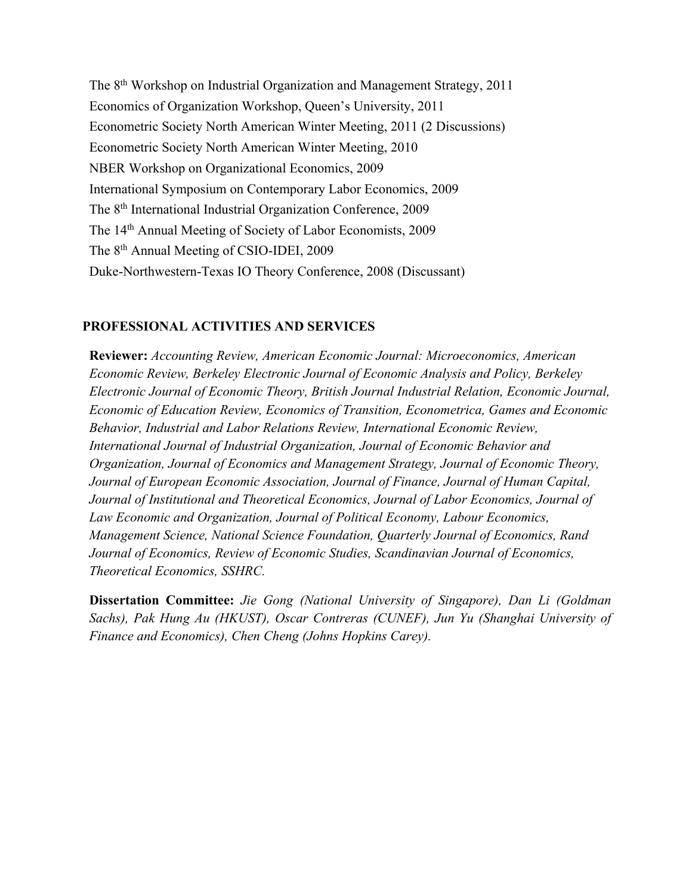The 8th Workshop on Industrial Organization and Management Strategy, 2011
Economics of Organization Workshop, Queen's University, 2011
Econometric Society North American Winter Meeting, 2011 (2 Discussions)
Econometric Society North American Winter Meeting, 2010
NBER Workshop on Organizational Economics, 2009
International Symposium on Contemporary Labor Economics, 2009
The 8th International Industrial Organization Conference, 2009
The 14th Annual Meeting of Society of Labor Economists, 2009
The 8th Annual Meeting of CSIO-IDEI, 2009
Duke-Northwestern-Texas IO Theory Conference, 2008 (Discussant)

## PROFESSIONAL ACTIVITIES AND SERVICES

**Reviewer:** *Accounting Review, American Economic Journal: Microeconomics, American Economic Review, Berkeley Electronic Journal of Economic Analysis and Policy, Berkeley Electronic Journal of Economic Theory, British Journal Industrial Relation, Economic Journal, Economic of Education Review, Economics of Transition, Econometrica, Games and Economic Behavior, Industrial and Labor Relations Review, International Economic Review, International Journal of Industrial Organization, Journal of Economic Behavior and Organization, Journal of Economics and Management Strategy, Journal of Economic Theory, Journal of European Economic Association, Journal of Finance, Journal of Human Capital, Journal of Institutional and Theoretical Economics, Journal of Labor Economics, Journal of Law Economic and Organization, Journal of Political Economy, Labour Economics, Management Science, National Science Foundation, Quarterly Journal of Economics, Rand Journal of Economics, Review of Economic Studies, Scandinavian Journal of Economics, Theoretical Economics, SSHRC.*

**Dissertation Committee:** *Jie Gong (National University of Singapore), Dan Li (Goldman Sachs), Pak Hung Au (HKUST), Oscar Contreras (CUNEF), Jun Yu (Shanghai University of Finance and Economics), Chen Cheng (Johns Hopkins Carey).*